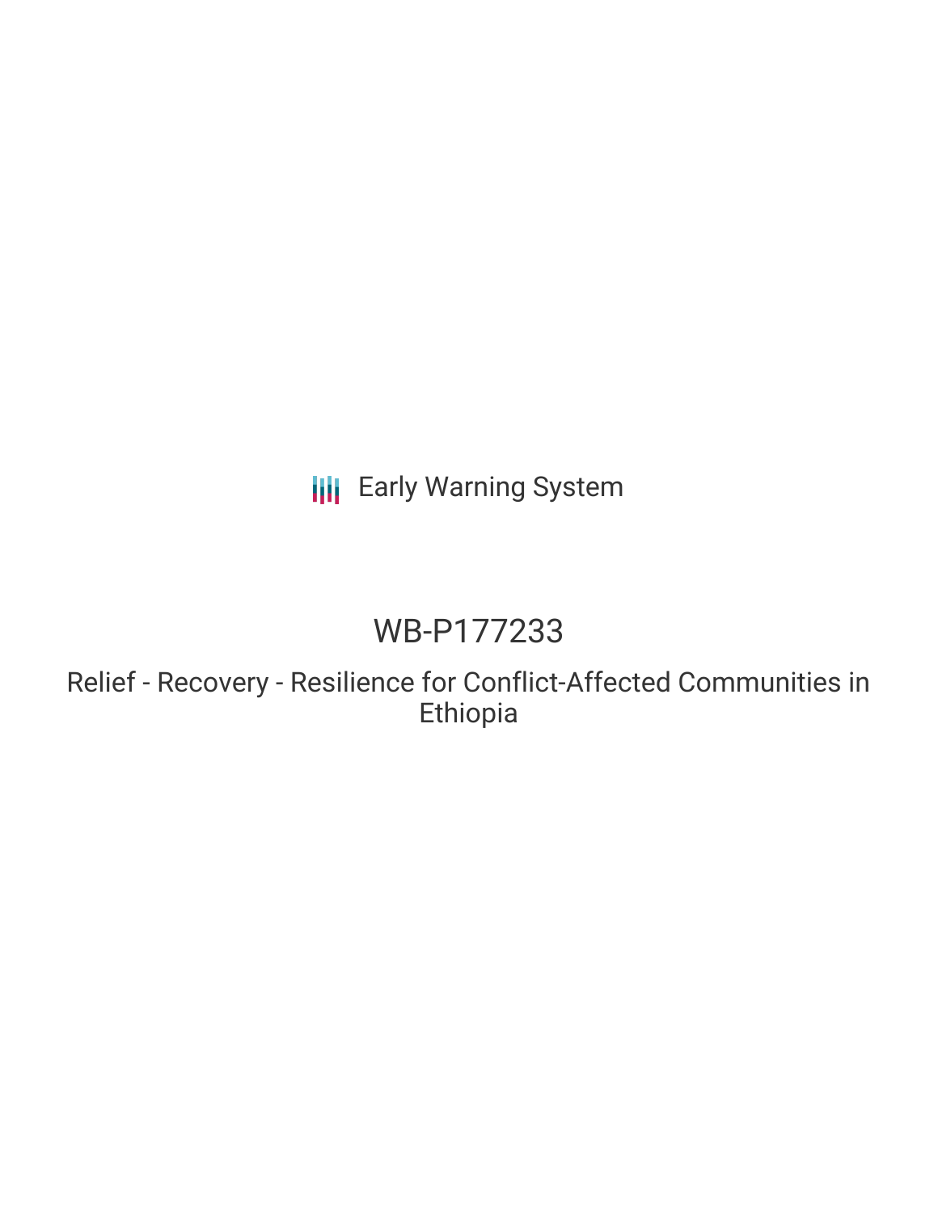Early Warning System

# WB-P177233

## Relief - Recovery - Resilience for Conflict-Affected Communities in Ethiopia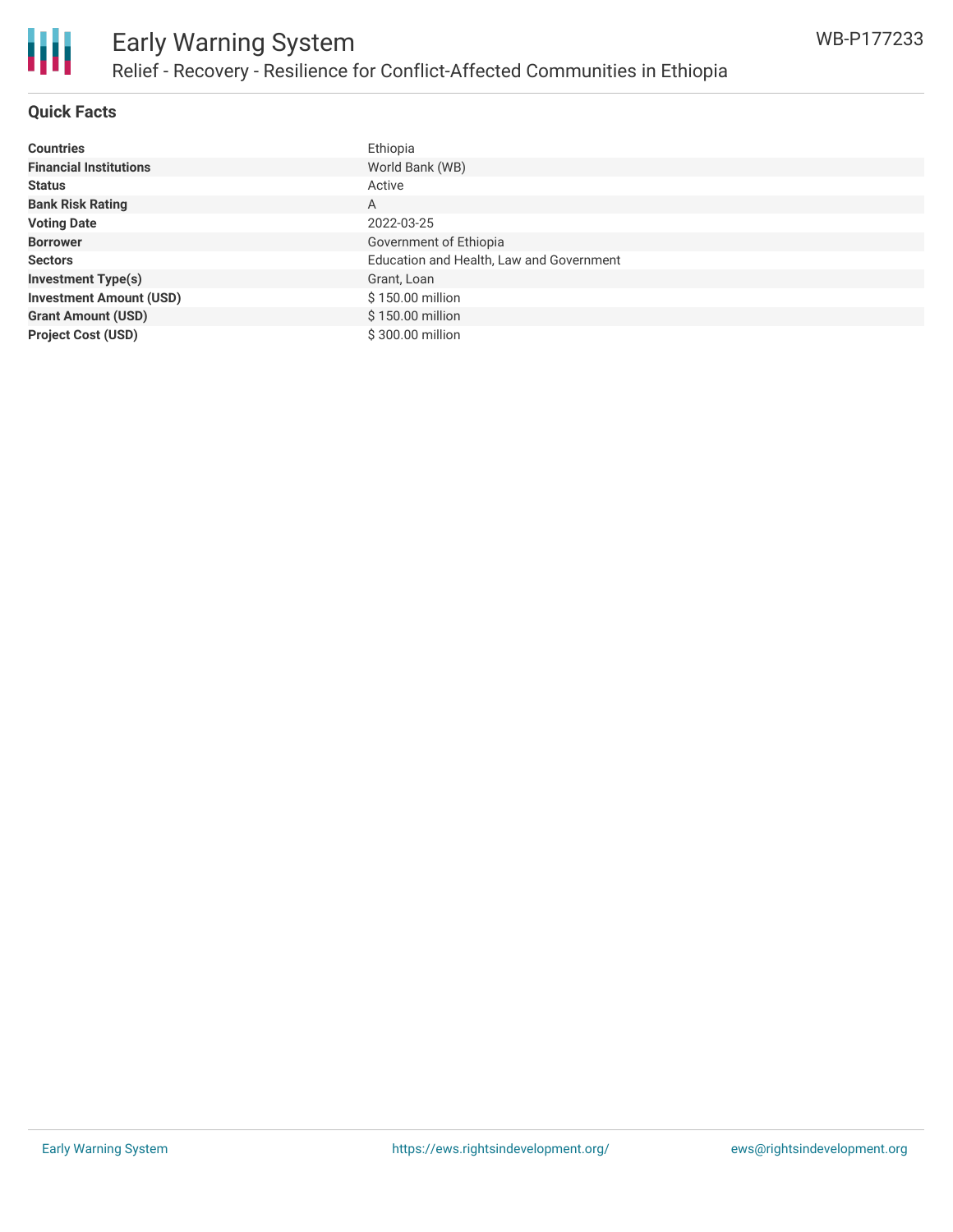# Early Warning System

## Relief - Recovery - Resilience for Conflict-Affected Communities in Ethiopia

WB-P177233

### Quick Facts

| | |
|---|---|
| **Countries** | Ethiopia |
| **Financial Institutions** | World Bank (WB) |
| **Status** | Active |
| **Bank Risk Rating** | A |
| **Voting Date** | 2022-03-25 |
| **Borrower** | Government of Ethiopia |
| **Sectors** | Education and Health, Law and Government |
| **Investment Type(s)** | Grant, Loan |
| **Investment Amount (USD)** | $ 150.00 million |
| **Grant Amount (USD)** | $ 150.00 million |
| **Project Cost (USD)** | $ 300.00 million |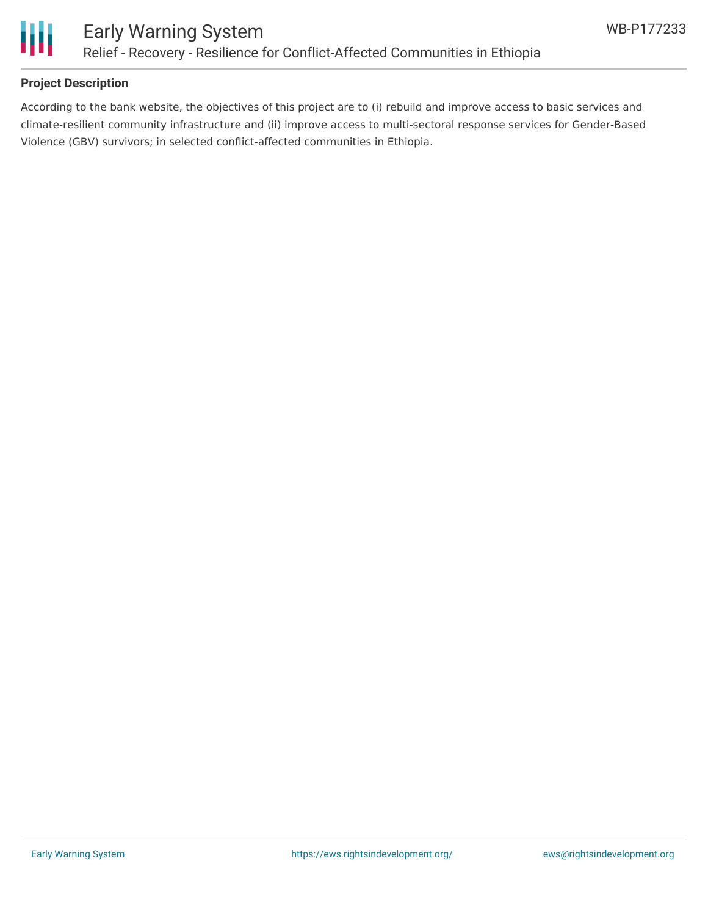## Project Description

According to the bank website, the objectives of this project are to (i) rebuild and improve access to basic services and climate-resilient community infrastructure and (ii) improve access to multi-sectoral response services for Gender-Based Violence (GBV) survivors; in selected conflict-affected communities in Ethiopia.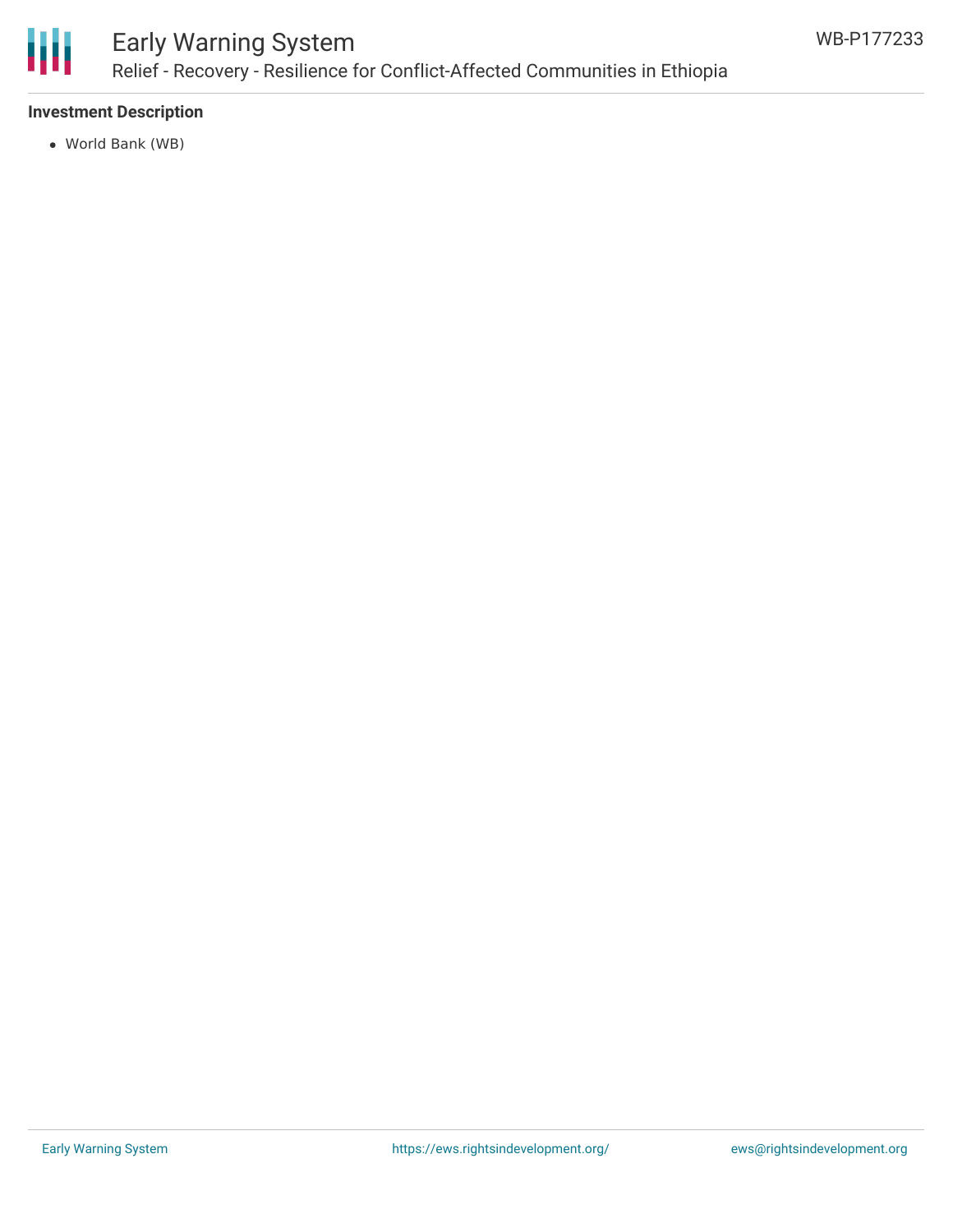**Investment Description**

- World Bank (WB)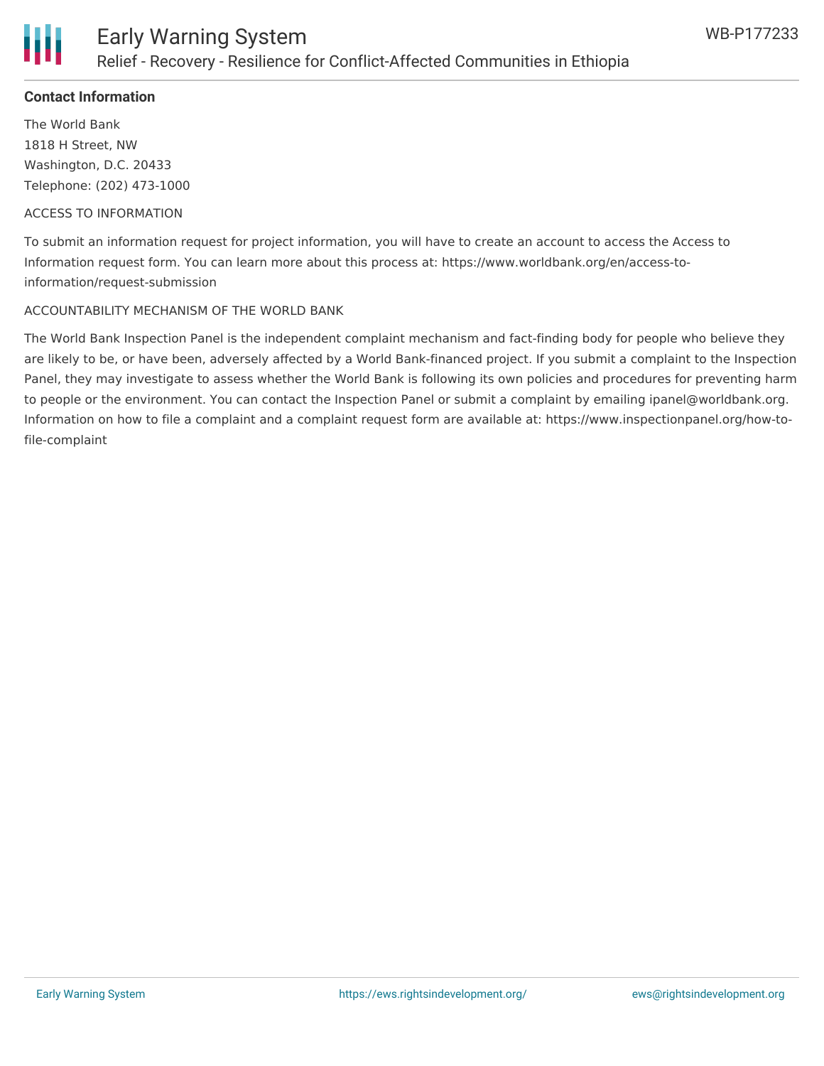**Contact Information**

The World Bank
1818 H Street, NW
Washington, D.C. 20433
Telephone: (202) 473-1000

ACCESS TO INFORMATION

To submit an information request for project information, you will have to create an account to access the Access to Information request form. You can learn more about this process at: https://www.worldbank.org/en/access-to-information/request-submission

ACCOUNTABILITY MECHANISM OF THE WORLD BANK

The World Bank Inspection Panel is the independent complaint mechanism and fact-finding body for people who believe they are likely to be, or have been, adversely affected by a World Bank-financed project. If you submit a complaint to the Inspection Panel, they may investigate to assess whether the World Bank is following its own policies and procedures for preventing harm to people or the environment. You can contact the Inspection Panel or submit a complaint by emailing ipanel@worldbank.org. Information on how to file a complaint and a complaint request form are available at: https://www.inspectionpanel.org/how-to-file-complaint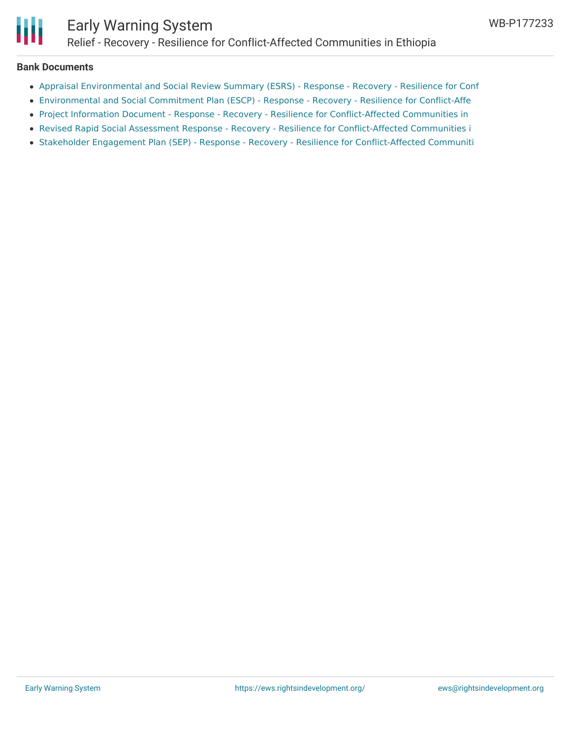### Bank Documents

- Appraisal Environmental and Social Review Summary (ESRS) - Response - Recovery - Resilience for Conf
- Environmental and Social Commitment Plan (ESCP) - Response - Recovery - Resilience for Conflict-Affe
- Project Information Document - Response - Recovery - Resilience for Conflict-Affected Communities in
- Revised Rapid Social Assessment Response - Recovery - Resilience for Conflict-Affected Communities i
- Stakeholder Engagement Plan (SEP) - Response - Recovery - Resilience for Conflict-Affected Communiti